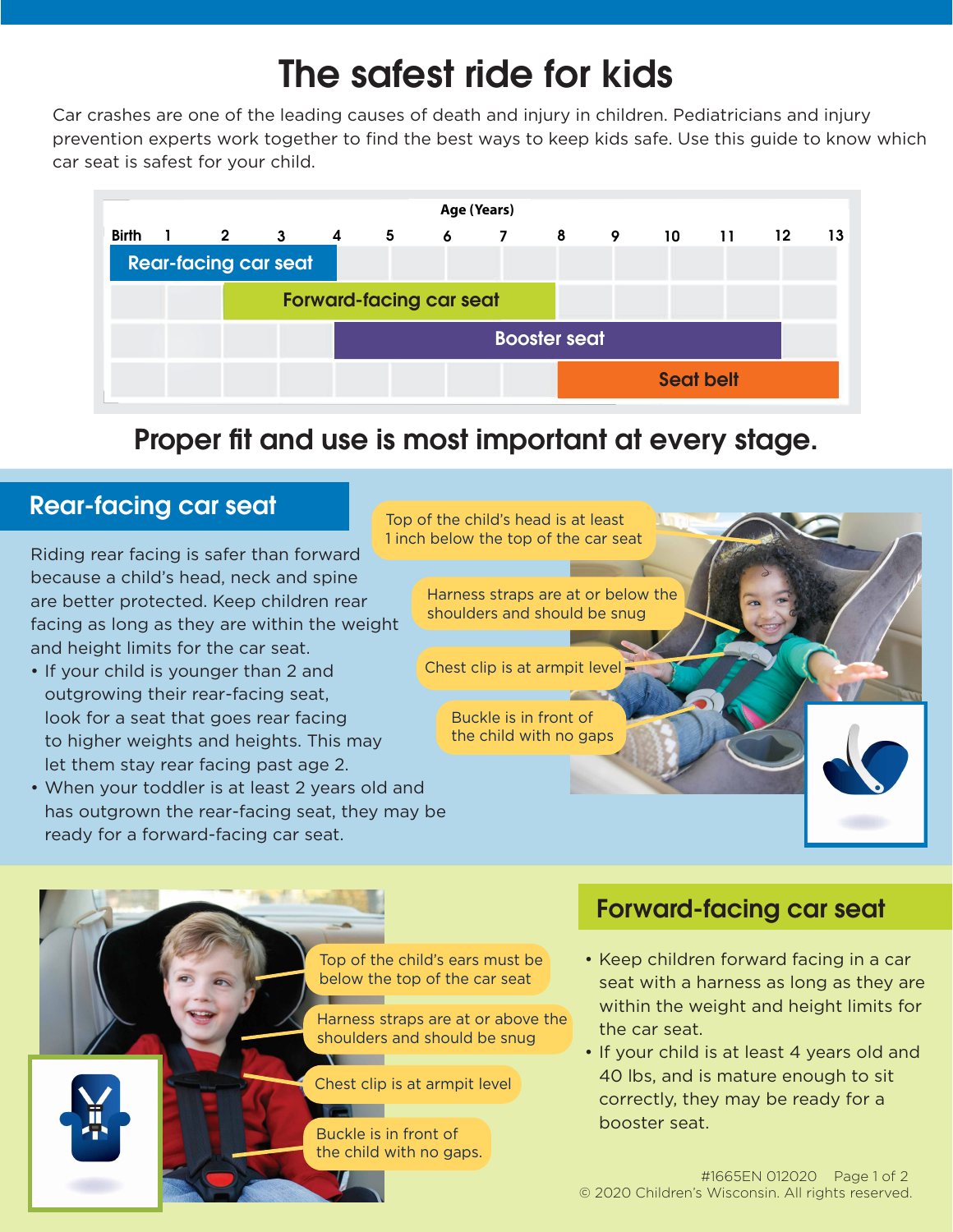# The safest ride for kids

Car crashes are one of the leading causes of death and injury in children. Pediatricians and injury prevention experts work together to find the best ways to keep kids safe. Use this guide to know which car seat is safest for your child.

**Age (Years)**

| Car seat type | Age range |
|---|---|
| Rear-facing car seat | Birth – 4 |
| Forward-facing car seat | 2 – 8 |
| Booster seat | 4 – 12 |
| Seat belt | 8 – 13 |

## Proper fit and use is most important at every stage.

## Rear-facing car seat

Riding rear facing is safer than forward because a child's head, neck and spine are better protected. Keep children rear facing as long as they are within the weight and height limits for the car seat.

- If your child is younger than 2 and outgrowing their rear-facing seat, look for a seat that goes rear facing to higher weights and heights. This may let them stay rear facing past age 2.
- When your toddler is at least 2 years old and has outgrown the rear-facing seat, they may be ready for a forward-facing car seat.

Top of the child's head is at least 1 inch below the top of the car seat

Harness straps are at or below the shoulders and should be snug

Chest clip is at armpit level

Buckle is in front of the child with no gaps

## Forward-facing car seat

- Keep children forward facing in a car seat with a harness as long as they are within the weight and height limits for the car seat.
- If your child is at least 4 years old and 40 lbs, and is mature enough to sit correctly, they may be ready for a booster seat.

Top of the child's ears must be below the top of the car seat

Harness straps are at or above the shoulders and should be snug

Chest clip is at armpit level

Buckle is in front of the child with no gaps.

#1665EN 012020

© 2020 Children's Wisconsin. All rights reserved.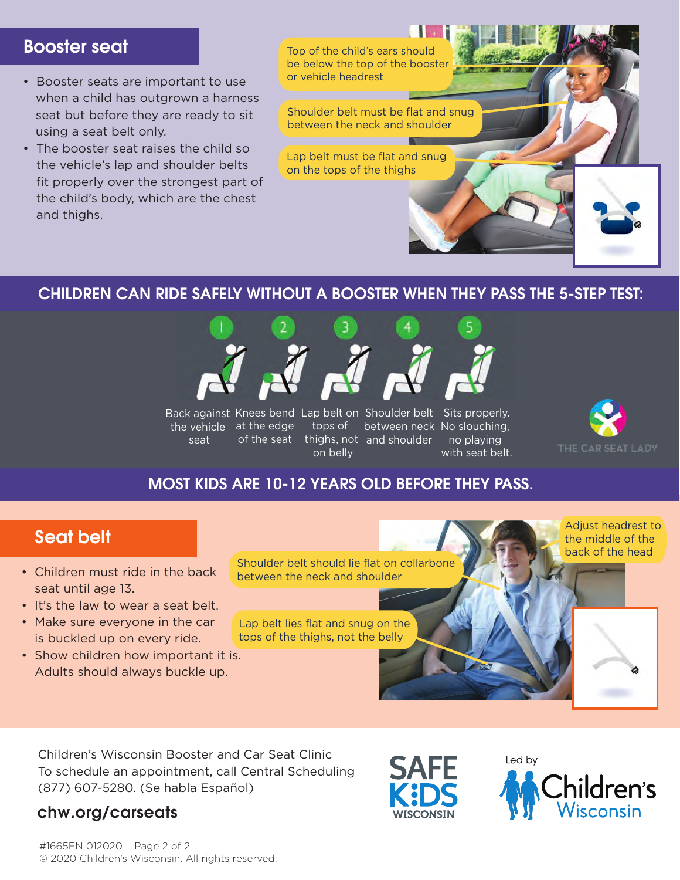## Booster seat

- Booster seats are important to use when a child has outgrown a harness seat but before they are ready to sit using a seat belt only.
- The booster seat raises the child so the vehicle's lap and shoulder belts fit properly over the strongest part of the child's body, which are the chest and thighs.

Top of the child's ears should be below the top of the booster or vehicle headrest

Shoulder belt must be flat and snug between the neck and shoulder

Lap belt must be flat and snug on the tops of the thighs

## CHILDREN CAN RIDE SAFELY WITHOUT A BOOSTER WHEN THEY PASS THE 5-STEP TEST:

1. Back against the vehicle seat
2. Knees bend at the edge of the seat
3. Lap belt on tops of thighs, not on belly
4. Shoulder belt between neck and shoulder
5. Sits properly. No slouching, no playing with seat belt.

THE CAR SEAT LADY

## MOST KIDS ARE 10-12 YEARS OLD BEFORE THEY PASS.

## Seat belt

- Children must ride in the back seat until age 13.
- It's the law to wear a seat belt.
- Make sure everyone in the car is buckled up on every ride.
- Show children how important it is. Adults should always buckle up.

Adjust headrest to the middle of the back of the head

Shoulder belt should lie flat on collarbone between the neck and shoulder

Lap belt lies flat and snug on the tops of the thighs, not the belly

Children's Wisconsin Booster and Car Seat Clinic
To schedule an appointment, call Central Scheduling
(877) 607-5280. (Se habla Español)

**chw.org/carseats**

SAFE KIDS WISCONSIN

Led by Children's Wisconsin

#1665EN 012020

© 2020 Children's Wisconsin. All rights reserved.